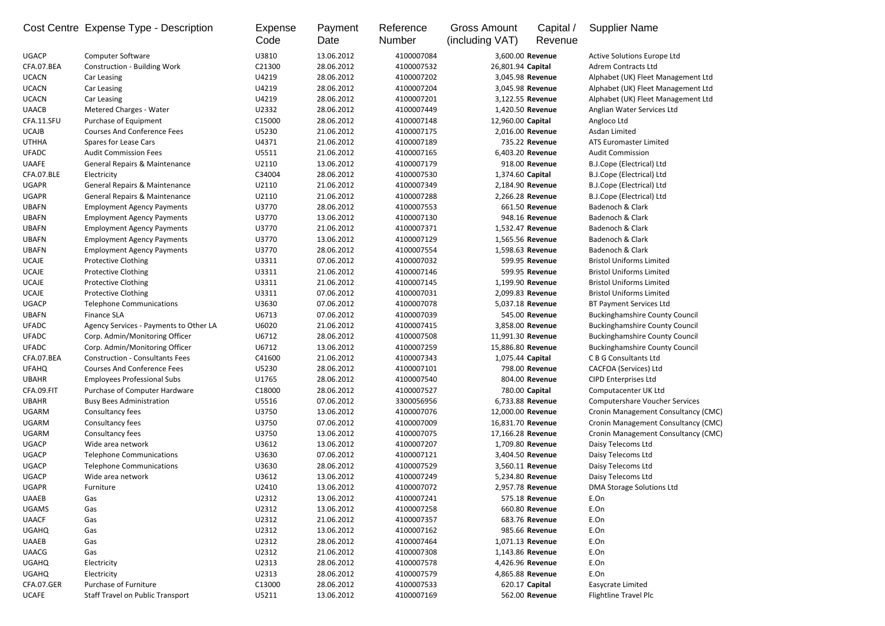| Cost Centre | Expense Type - Description | Expense Code | Payment Date | Reference Number | Gross Amount (including VAT) | Capital / Revenue | Supplier Name |
|---|---|---|---|---|---|---|---|
| UGACP | Computer Software | U3810 | 13.06.2012 | 4100007084 | 3,600.00 | **Revenue** | Active Solutions Europe Ltd |
| CFA.07.BEA | Construction - Building Work | C21300 | 28.06.2012 | 4100007532 | 26,801.94 | **Capital** | Adrem Contracts Ltd |
| UCACN | Car Leasing | U4219 | 28.06.2012 | 4100007202 | 3,045.98 | **Revenue** | Alphabet (UK) Fleet Management Ltd |
| UCACN | Car Leasing | U4219 | 28.06.2012 | 4100007204 | 3,045.98 | **Revenue** | Alphabet (UK) Fleet Management Ltd |
| UCACN | Car Leasing | U4219 | 28.06.2012 | 4100007201 | 3,122.55 | **Revenue** | Alphabet (UK) Fleet Management Ltd |
| UAACB | Metered Charges - Water | U2332 | 28.06.2012 | 4100007449 | 1,420.50 | **Revenue** | Anglian Water Services Ltd |
| CFA.11.SFU | Purchase of Equipment | C15000 | 28.06.2012 | 4100007148 | 12,960.00 | **Capital** | Angloco Ltd |
| UCAJB | Courses And Conference Fees | U5230 | 21.06.2012 | 4100007175 | 2,016.00 | **Revenue** | Asdan Limited |
| UTHHA | Spares for Lease Cars | U4371 | 21.06.2012 | 4100007189 | 735.22 | **Revenue** | ATS Euromaster Limited |
| UFADC | Audit Commission Fees | U5511 | 21.06.2012 | 4100007165 | 6,403.20 | **Revenue** | Audit Commission |
| UAAFE | General Repairs & Maintenance | U2110 | 13.06.2012 | 4100007179 | 918.00 | **Revenue** | B.J.Cope (Electrical) Ltd |
| CFA.07.BLE | Electricity | C34004 | 28.06.2012 | 4100007530 | 1,374.60 | **Capital** | B.J.Cope (Electrical) Ltd |
| UGAPR | General Repairs & Maintenance | U2110 | 21.06.2012 | 4100007349 | 2,184.90 | **Revenue** | B.J.Cope (Electrical) Ltd |
| UGAPR | General Repairs & Maintenance | U2110 | 21.06.2012 | 4100007288 | 2,266.28 | **Revenue** | B.J.Cope (Electrical) Ltd |
| UBAFN | Employment Agency Payments | U3770 | 28.06.2012 | 4100007553 | 661.50 | **Revenue** | Badenoch & Clark |
| UBAFN | Employment Agency Payments | U3770 | 13.06.2012 | 4100007130 | 948.16 | **Revenue** | Badenoch & Clark |
| UBAFN | Employment Agency Payments | U3770 | 21.06.2012 | 4100007371 | 1,532.47 | **Revenue** | Badenoch & Clark |
| UBAFN | Employment Agency Payments | U3770 | 13.06.2012 | 4100007129 | 1,565.56 | **Revenue** | Badenoch & Clark |
| UBAFN | Employment Agency Payments | U3770 | 28.06.2012 | 4100007554 | 1,598.63 | **Revenue** | Badenoch & Clark |
| UCAJE | Protective Clothing | U3311 | 07.06.2012 | 4100007032 | 599.95 | **Revenue** | Bristol Uniforms Limited |
| UCAJE | Protective Clothing | U3311 | 21.06.2012 | 4100007146 | 599.95 | **Revenue** | Bristol Uniforms Limited |
| UCAJE | Protective Clothing | U3311 | 21.06.2012 | 4100007145 | 1,199.90 | **Revenue** | Bristol Uniforms Limited |
| UCAJE | Protective Clothing | U3311 | 07.06.2012 | 4100007031 | 2,099.83 | **Revenue** | Bristol Uniforms Limited |
| UGACP | Telephone Communications | U3630 | 07.06.2012 | 4100007078 | 5,037.18 | **Revenue** | BT Payment Services Ltd |
| UBAFN | Finance SLA | U6713 | 07.06.2012 | 4100007039 | 545.00 | **Revenue** | Buckinghamshire County Council |
| UFADC | Agency Services - Payments to Other LA | U6020 | 21.06.2012 | 4100007415 | 3,858.00 | **Revenue** | Buckinghamshire County Council |
| UFADC | Corp. Admin/Monitoring Officer | U6712 | 28.06.2012 | 4100007508 | 11,991.30 | **Revenue** | Buckinghamshire County Council |
| UFADC | Corp. Admin/Monitoring Officer | U6712 | 13.06.2012 | 4100007259 | 15,886.80 | **Revenue** | Buckinghamshire County Council |
| CFA.07.BEA | Construction - Consultants Fees | C41600 | 21.06.2012 | 4100007343 | 1,075.44 | **Capital** | C B G Consultants Ltd |
| UFAHQ | Courses And Conference Fees | U5230 | 28.06.2012 | 4100007101 | 798.00 | **Revenue** | CACFOA (Services) Ltd |
| UBAHR | Employees Professional Subs | U1765 | 28.06.2012 | 4100007540 | 804.00 | **Revenue** | CIPD Enterprises Ltd |
| CFA.09.FIT | Purchase of Computer Hardware | C18000 | 28.06.2012 | 4100007527 | 780.00 | **Capital** | Computacenter UK Ltd |
| UBAHR | Busy Bees Administration | U5516 | 07.06.2012 | 3300056956 | 6,733.88 | **Revenue** | Computershare Voucher Services |
| UGARM | Consultancy fees | U3750 | 13.06.2012 | 4100007076 | 12,000.00 | **Revenue** | Cronin Management Consultancy (CMC) |
| UGARM | Consultancy fees | U3750 | 07.06.2012 | 4100007009 | 16,831.70 | **Revenue** | Cronin Management Consultancy (CMC) |
| UGARM | Consultancy fees | U3750 | 13.06.2012 | 4100007075 | 17,166.28 | **Revenue** | Cronin Management Consultancy (CMC) |
| UGACP | Wide area network | U3612 | 13.06.2012 | 4100007207 | 1,709.80 | **Revenue** | Daisy Telecoms Ltd |
| UGACP | Telephone Communications | U3630 | 07.06.2012 | 4100007121 | 3,404.50 | **Revenue** | Daisy Telecoms Ltd |
| UGACP | Telephone Communications | U3630 | 28.06.2012 | 4100007529 | 3,560.11 | **Revenue** | Daisy Telecoms Ltd |
| UGACP | Wide area network | U3612 | 13.06.2012 | 4100007249 | 5,234.80 | **Revenue** | Daisy Telecoms Ltd |
| UGAPR | Furniture | U2410 | 13.06.2012 | 4100007072 | 2,957.78 | **Revenue** | DMA Storage Solutions Ltd |
| UAAEB | Gas | U2312 | 13.06.2012 | 4100007241 | 575.18 | **Revenue** | E.On |
| UGAMS | Gas | U2312 | 13.06.2012 | 4100007258 | 660.80 | **Revenue** | E.On |
| UAACF | Gas | U2312 | 21.06.2012 | 4100007357 | 683.76 | **Revenue** | E.On |
| UGAHQ | Gas | U2312 | 13.06.2012 | 4100007162 | 985.66 | **Revenue** | E.On |
| UAAEB | Gas | U2312 | 28.06.2012 | 4100007464 | 1,071.13 | **Revenue** | E.On |
| UAACG | Gas | U2312 | 21.06.2012 | 4100007308 | 1,143.86 | **Revenue** | E.On |
| UGAHQ | Electricity | U2313 | 28.06.2012 | 4100007578 | 4,426.96 | **Revenue** | E.On |
| UGAHQ | Electricity | U2313 | 28.06.2012 | 4100007579 | 4,865.88 | **Revenue** | E.On |
| CFA.07.GER | Purchase of Furniture | C13000 | 28.06.2012 | 4100007533 | 620.17 | **Capital** | Easycrate Limited |
| UCAFE | Staff Travel on Public Transport | U5211 | 13.06.2012 | 4100007169 | 562.00 | **Revenue** | Flightline Travel Plc |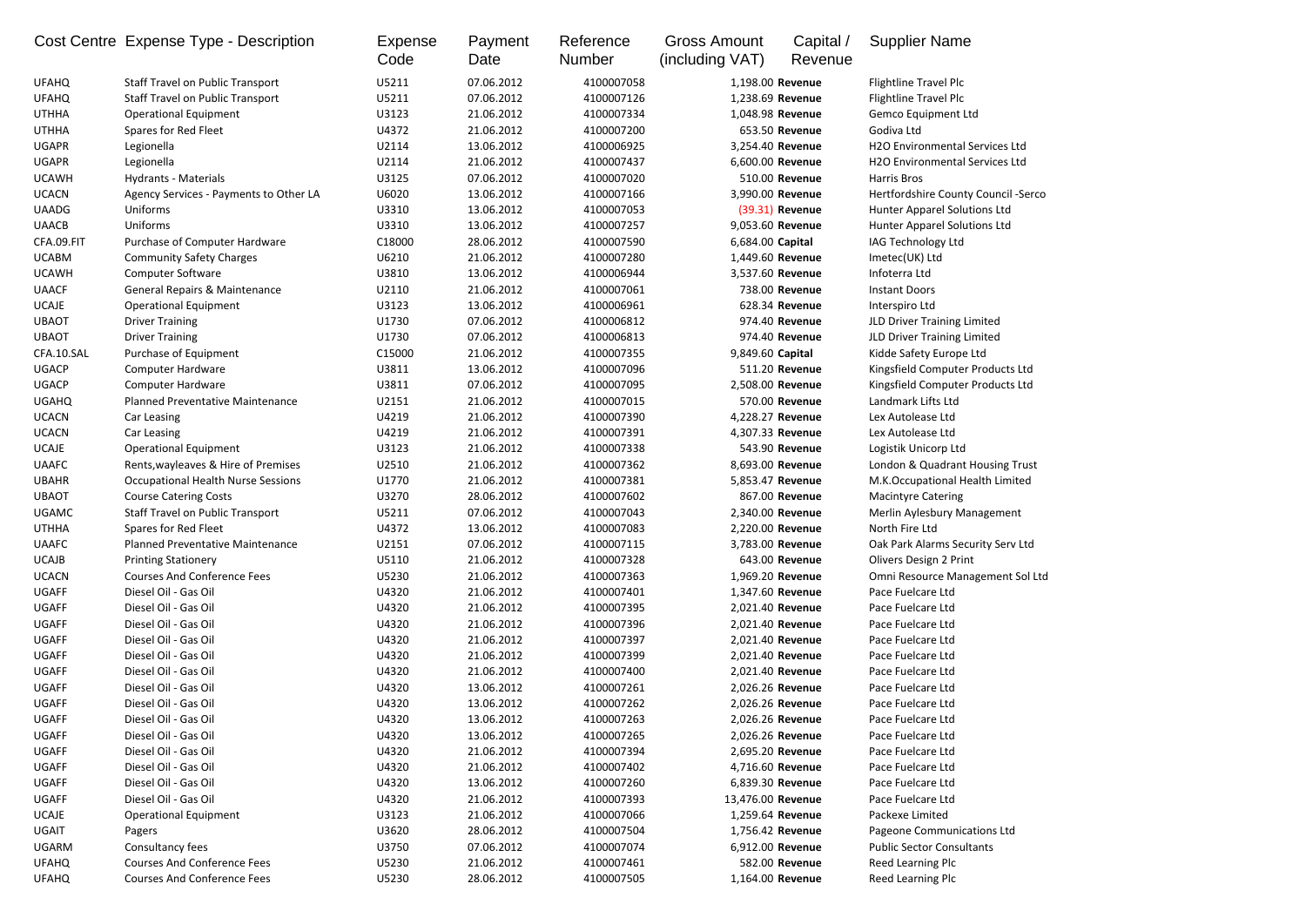| Cost Centre | Expense Type - Description | Expense Code | Payment Date | Reference Number | Gross Amount (including VAT) | Capital / Revenue | Supplier Name |
|---|---|---|---|---|---|---|---|
| UFAHQ | Staff Travel on Public Transport | U5211 | 07.06.2012 | 4100007058 | 1,198.00 | **Revenue** | Flightline Travel Plc |
| UFAHQ | Staff Travel on Public Transport | U5211 | 07.06.2012 | 4100007126 | 1,238.69 | **Revenue** | Flightline Travel Plc |
| UTHHA | Operational Equipment | U3123 | 21.06.2012 | 4100007334 | 1,048.98 | **Revenue** | Gemco Equipment Ltd |
| UTHHA | Spares for Red Fleet | U4372 | 21.06.2012 | 4100007200 | 653.50 | **Revenue** | Godiva Ltd |
| UGAPR | Legionella | U2114 | 13.06.2012 | 4100006925 | 3,254.40 | **Revenue** | H2O Environmental Services Ltd |
| UGAPR | Legionella | U2114 | 21.06.2012 | 4100007437 | 6,600.00 | **Revenue** | H2O Environmental Services Ltd |
| UCAWH | Hydrants - Materials | U3125 | 07.06.2012 | 4100007020 | 510.00 | **Revenue** | Harris Bros |
| UCACN | Agency Services - Payments to Other LA | U6020 | 13.06.2012 | 4100007166 | 3,990.00 | **Revenue** | Hertfordshire County Council -Serco |
| UAADG | Uniforms | U3310 | 13.06.2012 | 4100007053 | (39.31) | **Revenue** | Hunter Apparel Solutions Ltd |
| UAACB | Uniforms | U3310 | 13.06.2012 | 4100007257 | 9,053.60 | **Revenue** | Hunter Apparel Solutions Ltd |
| CFA.09.FIT | Purchase of Computer Hardware | C18000 | 28.06.2012 | 4100007590 | 6,684.00 | **Capital** | IAG Technology Ltd |
| UCABM | Community Safety Charges | U6210 | 21.06.2012 | 4100007280 | 1,449.60 | **Revenue** | Imetec(UK) Ltd |
| UCAWH | Computer Software | U3810 | 13.06.2012 | 4100006944 | 3,537.60 | **Revenue** | Infoterra Ltd |
| UAACF | General Repairs & Maintenance | U2110 | 21.06.2012 | 4100007061 | 738.00 | **Revenue** | Instant Doors |
| UCAJE | Operational Equipment | U3123 | 13.06.2012 | 4100006961 | 628.34 | **Revenue** | Interspiro Ltd |
| UBAOT | Driver Training | U1730 | 07.06.2012 | 4100006812 | 974.40 | **Revenue** | JLD Driver Training Limited |
| UBAOT | Driver Training | U1730 | 07.06.2012 | 4100006813 | 974.40 | **Revenue** | JLD Driver Training Limited |
| CFA.10.SAL | Purchase of Equipment | C15000 | 21.06.2012 | 4100007355 | 9,849.60 | **Capital** | Kidde Safety Europe Ltd |
| UGACP | Computer Hardware | U3811 | 13.06.2012 | 4100007096 | 511.20 | **Revenue** | Kingsfield Computer Products Ltd |
| UGACP | Computer Hardware | U3811 | 07.06.2012 | 4100007095 | 2,508.00 | **Revenue** | Kingsfield Computer Products Ltd |
| UGAHQ | Planned Preventative Maintenance | U2151 | 21.06.2012 | 4100007015 | 570.00 | **Revenue** | Landmark Lifts Ltd |
| UCACN | Car Leasing | U4219 | 21.06.2012 | 4100007390 | 4,228.27 | **Revenue** | Lex Autolease Ltd |
| UCACN | Car Leasing | U4219 | 21.06.2012 | 4100007391 | 4,307.33 | **Revenue** | Lex Autolease Ltd |
| UCAJE | Operational Equipment | U3123 | 21.06.2012 | 4100007338 | 543.90 | **Revenue** | Logistik Unicorp Ltd |
| UAAFC | Rents,wayleaves & Hire of Premises | U2510 | 21.06.2012 | 4100007362 | 8,693.00 | **Revenue** | London & Quadrant Housing Trust |
| UBAHR | Occupational Health Nurse Sessions | U1770 | 21.06.2012 | 4100007381 | 5,853.47 | **Revenue** | M.K.Occupational Health Limited |
| UBAOT | Course Catering Costs | U3270 | 28.06.2012 | 4100007602 | 867.00 | **Revenue** | Macintyre Catering |
| UGAMC | Staff Travel on Public Transport | U5211 | 07.06.2012 | 4100007043 | 2,340.00 | **Revenue** | Merlin Aylesbury Management |
| UTHHA | Spares for Red Fleet | U4372 | 13.06.2012 | 4100007083 | 2,220.00 | **Revenue** | North Fire Ltd |
| UAAFC | Planned Preventative Maintenance | U2151 | 07.06.2012 | 4100007115 | 3,783.00 | **Revenue** | Oak Park Alarms Security Serv Ltd |
| UCAJB | Printing Stationery | U5110 | 21.06.2012 | 4100007328 | 643.00 | **Revenue** | Olivers Design 2 Print |
| UCACN | Courses And Conference Fees | U5230 | 21.06.2012 | 4100007363 | 1,969.20 | **Revenue** | Omni Resource Management Sol Ltd |
| UGAFF | Diesel Oil - Gas Oil | U4320 | 21.06.2012 | 4100007401 | 1,347.60 | **Revenue** | Pace Fuelcare Ltd |
| UGAFF | Diesel Oil - Gas Oil | U4320 | 21.06.2012 | 4100007395 | 2,021.40 | **Revenue** | Pace Fuelcare Ltd |
| UGAFF | Diesel Oil - Gas Oil | U4320 | 21.06.2012 | 4100007396 | 2,021.40 | **Revenue** | Pace Fuelcare Ltd |
| UGAFF | Diesel Oil - Gas Oil | U4320 | 21.06.2012 | 4100007397 | 2,021.40 | **Revenue** | Pace Fuelcare Ltd |
| UGAFF | Diesel Oil - Gas Oil | U4320 | 21.06.2012 | 4100007399 | 2,021.40 | **Revenue** | Pace Fuelcare Ltd |
| UGAFF | Diesel Oil - Gas Oil | U4320 | 21.06.2012 | 4100007400 | 2,021.40 | **Revenue** | Pace Fuelcare Ltd |
| UGAFF | Diesel Oil - Gas Oil | U4320 | 13.06.2012 | 4100007261 | 2,026.26 | **Revenue** | Pace Fuelcare Ltd |
| UGAFF | Diesel Oil - Gas Oil | U4320 | 13.06.2012 | 4100007262 | 2,026.26 | **Revenue** | Pace Fuelcare Ltd |
| UGAFF | Diesel Oil - Gas Oil | U4320 | 13.06.2012 | 4100007263 | 2,026.26 | **Revenue** | Pace Fuelcare Ltd |
| UGAFF | Diesel Oil - Gas Oil | U4320 | 13.06.2012 | 4100007265 | 2,026.26 | **Revenue** | Pace Fuelcare Ltd |
| UGAFF | Diesel Oil - Gas Oil | U4320 | 21.06.2012 | 4100007394 | 2,695.20 | **Revenue** | Pace Fuelcare Ltd |
| UGAFF | Diesel Oil - Gas Oil | U4320 | 21.06.2012 | 4100007402 | 4,716.60 | **Revenue** | Pace Fuelcare Ltd |
| UGAFF | Diesel Oil - Gas Oil | U4320 | 13.06.2012 | 4100007260 | 6,839.30 | **Revenue** | Pace Fuelcare Ltd |
| UGAFF | Diesel Oil - Gas Oil | U4320 | 21.06.2012 | 4100007393 | 13,476.00 | **Revenue** | Pace Fuelcare Ltd |
| UCAJE | Operational Equipment | U3123 | 21.06.2012 | 4100007066 | 1,259.64 | **Revenue** | Packexe Limited |
| UGAIT | Pagers | U3620 | 28.06.2012 | 4100007504 | 1,756.42 | **Revenue** | Pageone Communications Ltd |
| UGARM | Consultancy fees | U3750 | 07.06.2012 | 4100007074 | 6,912.00 | **Revenue** | Public Sector Consultants |
| UFAHQ | Courses And Conference Fees | U5230 | 21.06.2012 | 4100007461 | 582.00 | **Revenue** | Reed Learning Plc |
| UFAHQ | Courses And Conference Fees | U5230 | 28.06.2012 | 4100007505 | 1,164.00 | **Revenue** | Reed Learning Plc |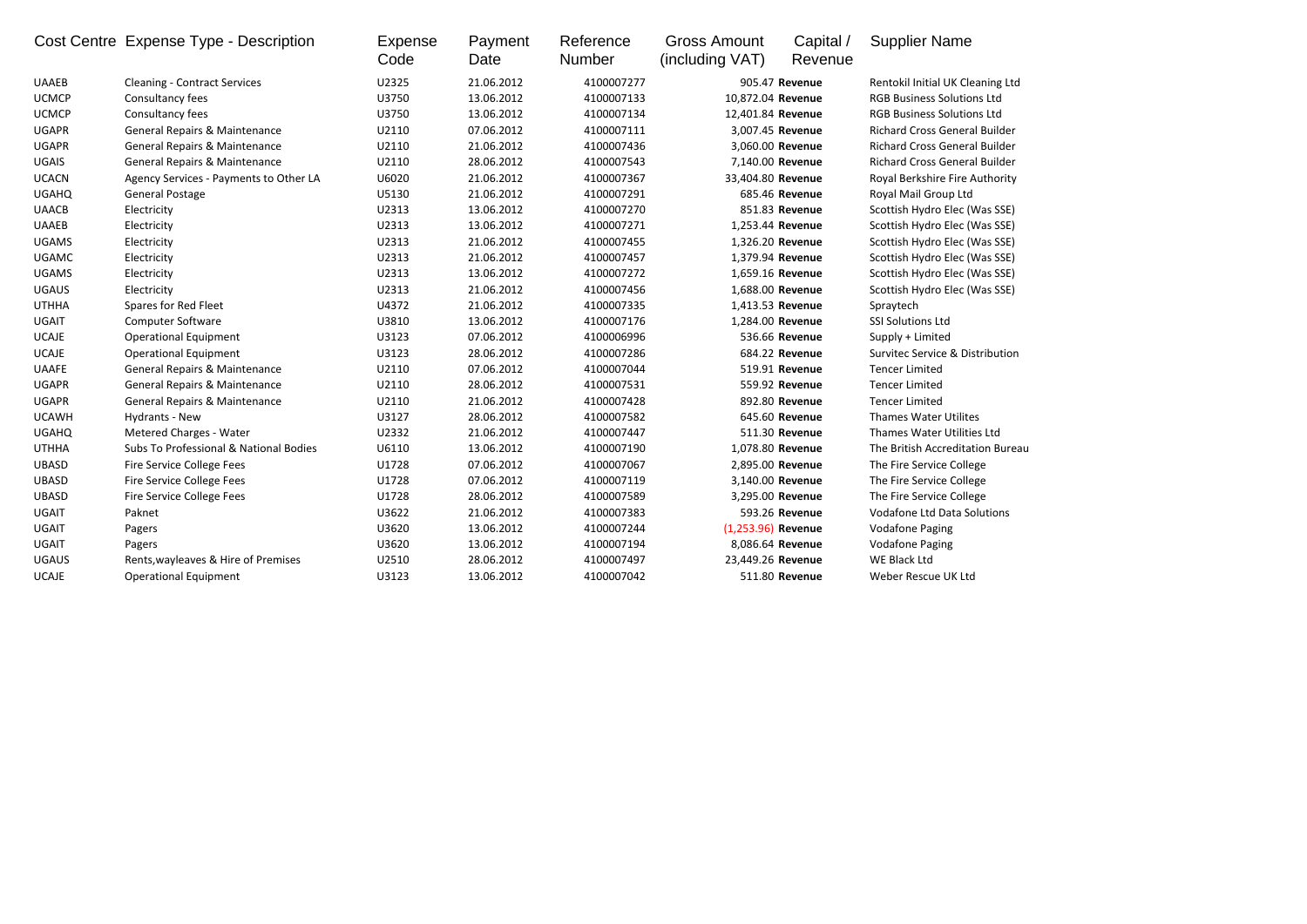| Cost Centre | Expense Type - Description | Expense Code | Payment Date | Reference Number | Gross Amount (including VAT) | Capital / Revenue | Supplier Name |
|---|---|---|---|---|---|---|---|
| UAAEB | Cleaning - Contract Services | U2325 | 21.06.2012 | 4100007277 | 905.47 | **Revenue** | Rentokil Initial UK Cleaning Ltd |
| UCMCP | Consultancy fees | U3750 | 13.06.2012 | 4100007133 | 10,872.04 | **Revenue** | RGB Business Solutions Ltd |
| UCMCP | Consultancy fees | U3750 | 13.06.2012 | 4100007134 | 12,401.84 | **Revenue** | RGB Business Solutions Ltd |
| UGAPR | General Repairs & Maintenance | U2110 | 07.06.2012 | 4100007111 | 3,007.45 | **Revenue** | Richard Cross General Builder |
| UGAPR | General Repairs & Maintenance | U2110 | 21.06.2012 | 4100007436 | 3,060.00 | **Revenue** | Richard Cross General Builder |
| UGAIS | General Repairs & Maintenance | U2110 | 28.06.2012 | 4100007543 | 7,140.00 | **Revenue** | Richard Cross General Builder |
| UCACN | Agency Services - Payments to Other LA | U6020 | 21.06.2012 | 4100007367 | 33,404.80 | **Revenue** | Royal Berkshire Fire Authority |
| UGAHQ | General Postage | U5130 | 21.06.2012 | 4100007291 | 685.46 | **Revenue** | Royal Mail Group Ltd |
| UAACB | Electricity | U2313 | 13.06.2012 | 4100007270 | 851.83 | **Revenue** | Scottish Hydro Elec (Was SSE) |
| UAAEB | Electricity | U2313 | 13.06.2012 | 4100007271 | 1,253.44 | **Revenue** | Scottish Hydro Elec (Was SSE) |
| UGAMS | Electricity | U2313 | 21.06.2012 | 4100007455 | 1,326.20 | **Revenue** | Scottish Hydro Elec (Was SSE) |
| UGAMC | Electricity | U2313 | 21.06.2012 | 4100007457 | 1,379.94 | **Revenue** | Scottish Hydro Elec (Was SSE) |
| UGAMS | Electricity | U2313 | 13.06.2012 | 4100007272 | 1,659.16 | **Revenue** | Scottish Hydro Elec (Was SSE) |
| UGAUS | Electricity | U2313 | 21.06.2012 | 4100007456 | 1,688.00 | **Revenue** | Scottish Hydro Elec (Was SSE) |
| UTHHA | Spares for Red Fleet | U4372 | 21.06.2012 | 4100007335 | 1,413.53 | **Revenue** | Spraytech |
| UGAIT | Computer Software | U3810 | 13.06.2012 | 4100007176 | 1,284.00 | **Revenue** | SSI Solutions Ltd |
| UCAJE | Operational Equipment | U3123 | 07.06.2012 | 4100006996 | 536.66 | **Revenue** | Supply + Limited |
| UCAJE | Operational Equipment | U3123 | 28.06.2012 | 4100007286 | 684.22 | **Revenue** | Survitec Service & Distribution |
| UAAFE | General Repairs & Maintenance | U2110 | 07.06.2012 | 4100007044 | 519.91 | **Revenue** | Tencer Limited |
| UGAPR | General Repairs & Maintenance | U2110 | 28.06.2012 | 4100007531 | 559.92 | **Revenue** | Tencer Limited |
| UGAPR | General Repairs & Maintenance | U2110 | 21.06.2012 | 4100007428 | 892.80 | **Revenue** | Tencer Limited |
| UCAWH | Hydrants - New | U3127 | 28.06.2012 | 4100007582 | 645.60 | **Revenue** | Thames Water Utilites |
| UGAHQ | Metered Charges - Water | U2332 | 21.06.2012 | 4100007447 | 511.30 | **Revenue** | Thames Water Utilities Ltd |
| UTHHA | Subs To Professional & National Bodies | U6110 | 13.06.2012 | 4100007190 | 1,078.80 | **Revenue** | The British Accreditation Bureau |
| UBASD | Fire Service College Fees | U1728 | 07.06.2012 | 4100007067 | 2,895.00 | **Revenue** | The Fire Service College |
| UBASD | Fire Service College Fees | U1728 | 07.06.2012 | 4100007119 | 3,140.00 | **Revenue** | The Fire Service College |
| UBASD | Fire Service College Fees | U1728 | 28.06.2012 | 4100007589 | 3,295.00 | **Revenue** | The Fire Service College |
| UGAIT | Paknet | U3622 | 21.06.2012 | 4100007383 | 593.26 | **Revenue** | Vodafone Ltd Data Solutions |
| UGAIT | Pagers | U3620 | 13.06.2012 | 4100007244 | (1,253.96) | **Revenue** | Vodafone Paging |
| UGAIT | Pagers | U3620 | 13.06.2012 | 4100007194 | 8,086.64 | **Revenue** | Vodafone Paging |
| UGAUS | Rents,wayleaves & Hire of Premises | U2510 | 28.06.2012 | 4100007497 | 23,449.26 | **Revenue** | WE Black Ltd |
| UCAJE | Operational Equipment | U3123 | 13.06.2012 | 4100007042 | 511.80 | **Revenue** | Weber Rescue UK Ltd |